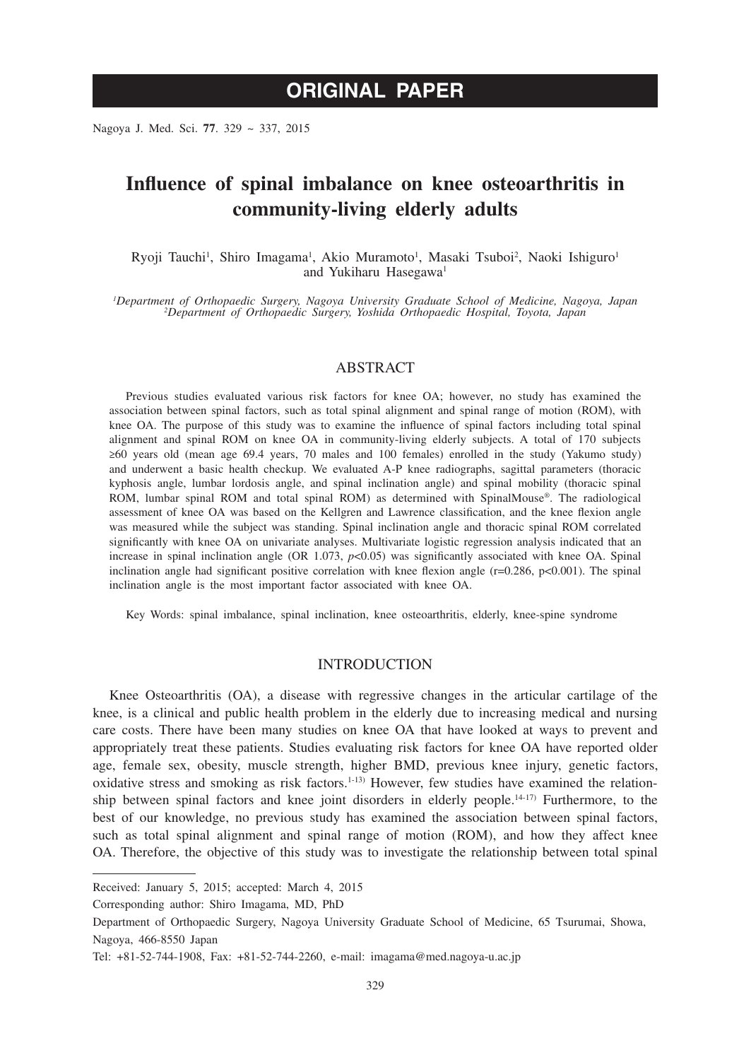# ORIGINAL PAPER

# Influence of spinal imbalance on knee osteoarthritis in community-living elderly adults

Ryoji Tauchi[1], Shiro Imagama[1], Akio Muramoto[1], Masaki Tsuboi[2], Naoki Ishiguro[1] and Yukiharu Hasegawa[1]

*[1]Department of Orthopaedic Surgery, Nagoya University Graduate School of Medicine, Nagoya, Japan*
*[2]Department of Orthopaedic Surgery, Yoshida Orthopaedic Hospital, Toyota, Japan*

## ABSTRACT

Previous studies evaluated various risk factors for knee OA; however, no study has examined the association between spinal factors, such as total spinal alignment and spinal range of motion (ROM), with knee OA. The purpose of this study was to examine the influence of spinal factors including total spinal alignment and spinal ROM on knee OA in community-living elderly subjects. A total of 170 subjects ≥60 years old (mean age 69.4 years, 70 males and 100 females) enrolled in the study (Yakumo study) and underwent a basic health checkup. We evaluated A-P knee radiographs, sagittal parameters (thoracic kyphosis angle, lumbar lordosis angle, and spinal inclination angle) and spinal mobility (thoracic spinal ROM, lumbar spinal ROM and total spinal ROM) as determined with SpinalMouse®. The radiological assessment of knee OA was based on the Kellgren and Lawrence classification, and the knee flexion angle was measured while the subject was standing. Spinal inclination angle and thoracic spinal ROM correlated significantly with knee OA on univariate analyses. Multivariate logistic regression analysis indicated that an increase in spinal inclination angle (OR 1.073, $p<0.05$) was significantly associated with knee OA. Spinal inclination angle had significant positive correlation with knee flexion angle ($r=0.286$, $p<0.001$). The spinal inclination angle is the most important factor associated with knee OA.

Key Words: spinal imbalance, spinal inclination, knee osteoarthritis, elderly, knee-spine syndrome

## INTRODUCTION

Knee Osteoarthritis (OA), a disease with regressive changes in the articular cartilage of the knee, is a clinical and public health problem in the elderly due to increasing medical and nursing care costs. There have been many studies on knee OA that have looked at ways to prevent and appropriately treat these patients. Studies evaluating risk factors for knee OA have reported older age, female sex, obesity, muscle strength, higher BMD, previous knee injury, genetic factors, oxidative stress and smoking as risk factors.[1-13] However, few studies have examined the relationship between spinal factors and knee joint disorders in elderly people.[14-17] Furthermore, to the best of our knowledge, no previous study has examined the association between spinal factors, such as total spinal alignment and spinal range of motion (ROM), and how they affect knee OA. Therefore, the objective of this study was to investigate the relationship between total spinal

Received: January 5, 2015; accepted: March 4, 2015

Corresponding author: Shiro Imagama, MD, PhD

Department of Orthopaedic Surgery, Nagoya University Graduate School of Medicine, 65 Tsurumai, Showa, Nagoya, 466-8550 Japan

Tel: +81-52-744-1908, Fax: +81-52-744-2260, e-mail: imagama@med.nagoya-u.ac.jp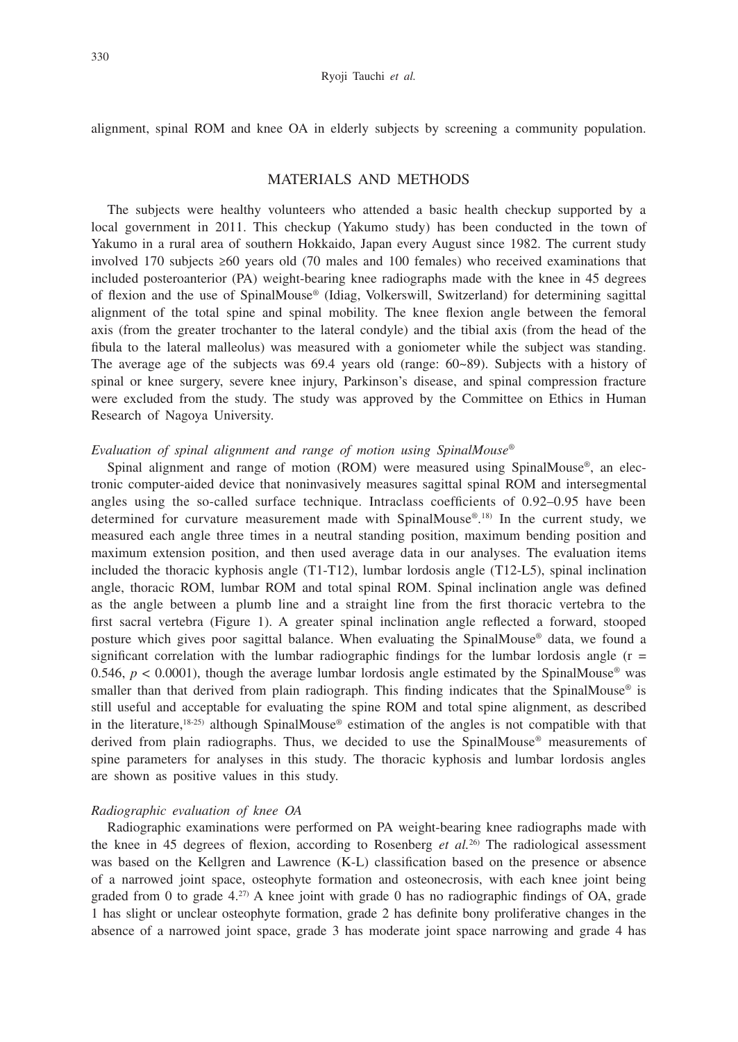alignment, spinal ROM and knee OA in elderly subjects by screening a community population.

## MATERIALS AND METHODS

The subjects were healthy volunteers who attended a basic health checkup supported by a local government in 2011. This checkup (Yakumo study) has been conducted in the town of Yakumo in a rural area of southern Hokkaido, Japan every August since 1982. The current study involved 170 subjects ≥60 years old (70 males and 100 females) who received examinations that included posteroanterior (PA) weight-bearing knee radiographs made with the knee in 45 degrees of flexion and the use of SpinalMouse® (Idiag, Volkerswill, Switzerland) for determining sagittal alignment of the total spine and spinal mobility. The knee flexion angle between the femoral axis (from the greater trochanter to the lateral condyle) and the tibial axis (from the head of the fibula to the lateral malleolus) was measured with a goniometer while the subject was standing. The average age of the subjects was 69.4 years old (range: 60~89). Subjects with a history of spinal or knee surgery, severe knee injury, Parkinson's disease, and spinal compression fracture were excluded from the study. The study was approved by the Committee on Ethics in Human Research of Nagoya University.

### *Evaluation of spinal alignment and range of motion using SpinalMouse®*

Spinal alignment and range of motion (ROM) were measured using SpinalMouse®, an electronic computer-aided device that noninvasively measures sagittal spinal ROM and intersegmental angles using the so-called surface technique. Intraclass coefficients of 0.92–0.95 have been determined for curvature measurement made with SpinalMouse®.[18] In the current study, we measured each angle three times in a neutral standing position, maximum bending position and maximum extension position, and then used average data in our analyses. The evaluation items included the thoracic kyphosis angle (T1-T12), lumbar lordosis angle (T12-L5), spinal inclination angle, thoracic ROM, lumbar ROM and total spinal ROM. Spinal inclination angle was defined as the angle between a plumb line and a straight line from the first thoracic vertebra to the first sacral vertebra (Figure 1). A greater spinal inclination angle reflected a forward, stooped posture which gives poor sagittal balance. When evaluating the SpinalMouse® data, we found a significant correlation with the lumbar radiographic findings for the lumbar lordosis angle ($r = 0.546$, $p < 0.0001$), though the average lumbar lordosis angle estimated by the SpinalMouse® was smaller than that derived from plain radiograph. This finding indicates that the SpinalMouse® is still useful and acceptable for evaluating the spine ROM and total spine alignment, as described in the literature,[18-25] although SpinalMouse® estimation of the angles is not compatible with that derived from plain radiographs. Thus, we decided to use the SpinalMouse® measurements of spine parameters for analyses in this study. The thoracic kyphosis and lumbar lordosis angles are shown as positive values in this study.

### *Radiographic evaluation of knee OA*

Radiographic examinations were performed on PA weight-bearing knee radiographs made with the knee in 45 degrees of flexion, according to Rosenberg *et al.*[26] The radiological assessment was based on the Kellgren and Lawrence (K-L) classification based on the presence or absence of a narrowed joint space, osteophyte formation and osteonecrosis, with each knee joint being graded from 0 to grade 4.[27] A knee joint with grade 0 has no radiographic findings of OA, grade 1 has slight or unclear osteophyte formation, grade 2 has definite bony proliferative changes in the absence of a narrowed joint space, grade 3 has moderate joint space narrowing and grade 4 has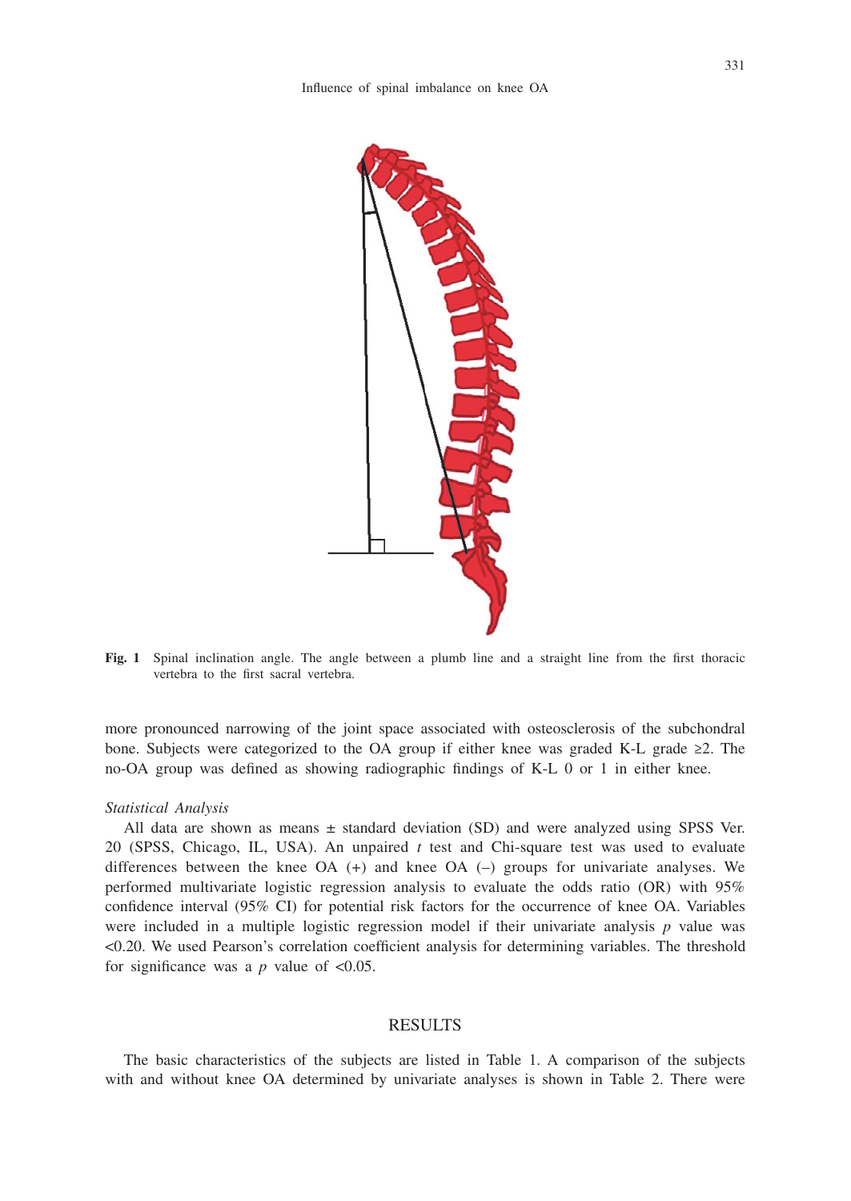**Fig. 1** Spinal inclination angle. The angle between a plumb line and a straight line from the first thoracic vertebra to the first sacral vertebra.

more pronounced narrowing of the joint space associated with osteosclerosis of the subchondral bone. Subjects were categorized to the OA group if either knee was graded K-L grade ≥2. The no-OA group was defined as showing radiographic findings of K-L 0 or 1 in either knee.

*Statistical Analysis*

All data are shown as means ± standard deviation (SD) and were analyzed using SPSS Ver. 20 (SPSS, Chicago, IL, USA). An unpaired *t* test and Chi-square test was used to evaluate differences between the knee OA (+) and knee OA (–) groups for univariate analyses. We performed multivariate logistic regression analysis to evaluate the odds ratio (OR) with 95% confidence interval (95% CI) for potential risk factors for the occurrence of knee OA. Variables were included in a multiple logistic regression model if their univariate analysis *p* value was <0.20. We used Pearson's correlation coefficient analysis for determining variables. The threshold for significance was a *p* value of <0.05.

## RESULTS

The basic characteristics of the subjects are listed in Table 1. A comparison of the subjects with and without knee OA determined by univariate analyses is shown in Table 2. There were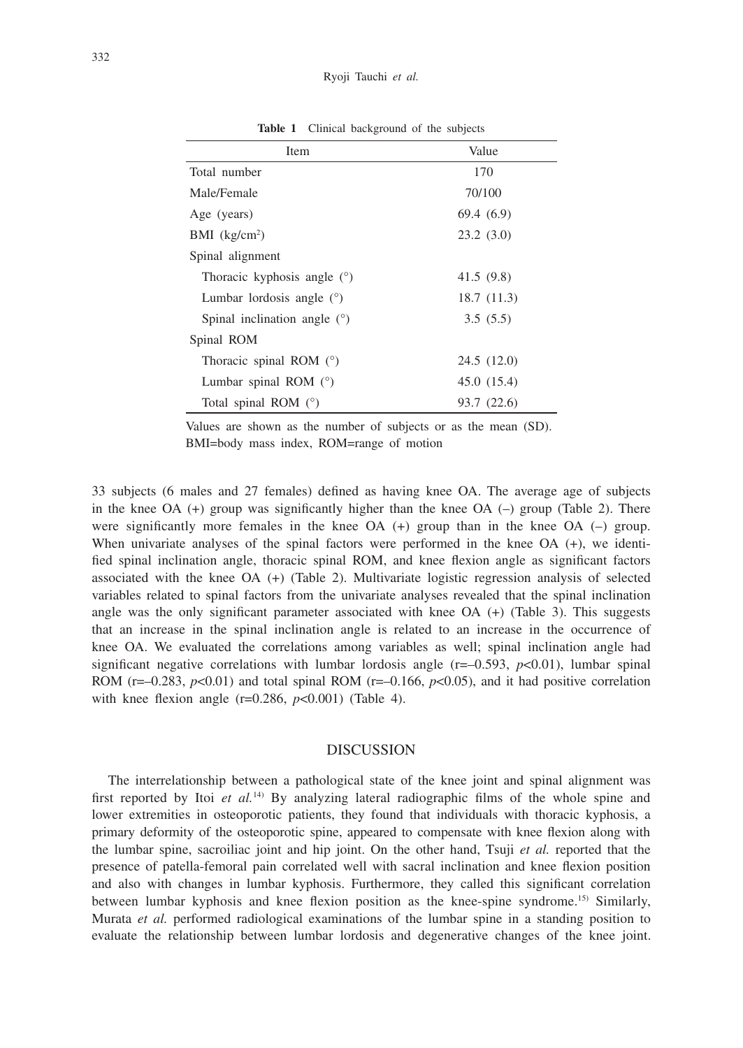**Table 1** Clinical background of the subjects

| Item | Value |
|---|---|
| Total number | 170 |
| Male/Female | 70/100 |
| Age (years) | 69.4 (6.9) |
| BMI (kg/cm$^2$) | 23.2 (3.0) |
| Spinal alignment | |
| Thoracic kyphosis angle (°) | 41.5 (9.8) |
| Lumbar lordosis angle (°) | 18.7 (11.3) |
| Spinal inclination angle (°) | 3.5 (5.5) |
| Spinal ROM | |
| Thoracic spinal ROM (°) | 24.5 (12.0) |
| Lumbar spinal ROM (°) | 45.0 (15.4) |
| Total spinal ROM (°) | 93.7 (22.6) |

Values are shown as the number of subjects or as the mean (SD).
BMI=body mass index, ROM=range of motion

33 subjects (6 males and 27 females) defined as having knee OA. The average age of subjects in the knee OA (+) group was significantly higher than the knee OA (–) group (Table 2). There were significantly more females in the knee OA (+) group than in the knee OA (–) group. When univariate analyses of the spinal factors were performed in the knee OA (+), we identified spinal inclination angle, thoracic spinal ROM, and knee flexion angle as significant factors associated with the knee OA (+) (Table 2). Multivariate logistic regression analysis of selected variables related to spinal factors from the univariate analyses revealed that the spinal inclination angle was the only significant parameter associated with knee OA (+) (Table 3). This suggests that an increase in the spinal inclination angle is related to an increase in the occurrence of knee OA. We evaluated the correlations among variables as well; spinal inclination angle had significant negative correlations with lumbar lordosis angle ($r=-0.593$, $p<0.01$), lumbar spinal ROM ($r=-0.283$, $p<0.01$) and total spinal ROM ($r=-0.166$, $p<0.05$), and it had positive correlation with knee flexion angle ($r=0.286$, $p<0.001$) (Table 4).

## DISCUSSION

The interrelationship between a pathological state of the knee joint and spinal alignment was first reported by Itoi *et al.*[14] By analyzing lateral radiographic films of the whole spine and lower extremities in osteoporotic patients, they found that individuals with thoracic kyphosis, a primary deformity of the osteoporotic spine, appeared to compensate with knee flexion along with the lumbar spine, sacroiliac joint and hip joint. On the other hand, Tsuji *et al.* reported that the presence of patella-femoral pain correlated well with sacral inclination and knee flexion position and also with changes in lumbar kyphosis. Furthermore, they called this significant correlation between lumbar kyphosis and knee flexion position as the knee-spine syndrome.[15] Similarly, Murata *et al.* performed radiological examinations of the lumbar spine in a standing position to evaluate the relationship between lumbar lordosis and degenerative changes of the knee joint.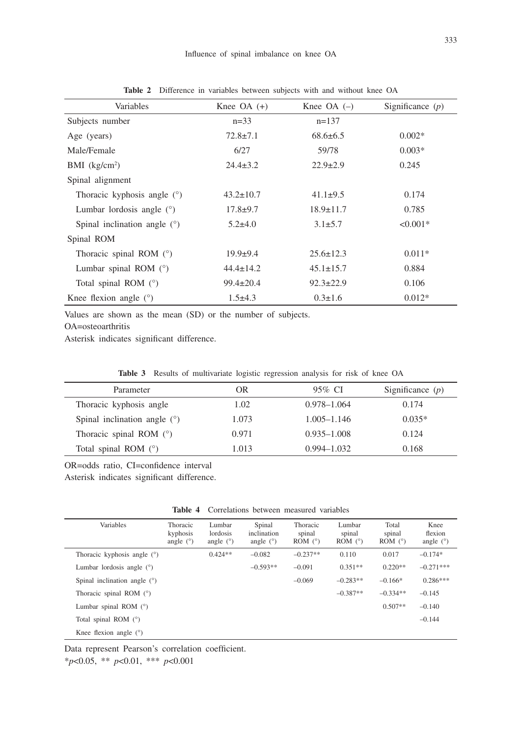**Table 2** Difference in variables between subjects with and without knee OA

| Variables | Knee OA (+) | Knee OA (–) | Significance (*p*) |
|---|---|---|---|
| Subjects number | n=33 | n=137 | |
| Age (years) | 72.8±7.1 | 68.6±6.5 | 0.002* |
| Male/Female | 6/27 | 59/78 | 0.003* |
| BMI (kg/cm²) | 24.4±3.2 | 22.9±2.9 | 0.245 |
| Spinal alignment | | | |
| Thoracic kyphosis angle (°) | 43.2±10.7 | 41.1±9.5 | 0.174 |
| Lumbar lordosis angle (°) | 17.8±9.7 | 18.9±11.7 | 0.785 |
| Spinal inclination angle (°) | 5.2±4.0 | 3.1±5.7 | <0.001* |
| Spinal ROM | | | |
| Thoracic spinal ROM (°) | 19.9±9.4 | 25.6±12.3 | 0.011* |
| Lumbar spinal ROM (°) | 44.4±14.2 | 45.1±15.7 | 0.884 |
| Total spinal ROM (°) | 99.4±20.4 | 92.3±22.9 | 0.106 |
| Knee flexion angle (°) | 1.5±4.3 | 0.3±1.6 | 0.012* |

Values are shown as the mean (SD) or the number of subjects.
OA=osteoarthritis
Asterisk indicates significant difference.

**Table 3** Results of multivariate logistic regression analysis for risk of knee OA

| Parameter | OR | 95% CI | Significance (*p*) |
|---|---|---|---|
| Thoracic kyphosis angle | 1.02 | 0.978–1.064 | 0.174 |
| Spinal inclination angle (°) | 1.073 | 1.005–1.146 | 0.035* |
| Thoracic spinal ROM (°) | 0.971 | 0.935–1.008 | 0.124 |
| Total spinal ROM (°) | 1.013 | 0.994–1.032 | 0.168 |

OR=odds ratio, CI=confidence interval
Asterisk indicates significant difference.

**Table 4** Correlations between measured variables

| Variables | Thoracic kyphosis angle (°) | Lumbar lordosis angle (°) | Spinal inclination angle (°) | Thoracic spinal ROM (°) | Lumbar spinal ROM (°) | Total spinal ROM (°) | Knee flexion angle (°) |
|---|---|---|---|---|---|---|---|
| Thoracic kyphosis angle (°) | | 0.424** | –0.082 | –0.237** | 0.110 | 0.017 | –0.174* |
| Lumbar lordosis angle (°) | | | –0.593** | –0.091 | 0.351** | 0.220** | –0.271*** |
| Spinal inclination angle (°) | | | | –0.069 | –0.283** | –0.166* | 0.286*** |
| Thoracic spinal ROM (°) | | | | | –0.387** | –0.334** | –0.145 |
| Lumbar spinal ROM (°) | | | | | | 0.507** | –0.140 |
| Total spinal ROM (°) | | | | | | | –0.144 |
| Knee flexion angle (°) | | | | | | | |

Data represent Pearson's correlation coefficient.
*$p<0.05$, ** $p<0.01$, *** $p<0.001$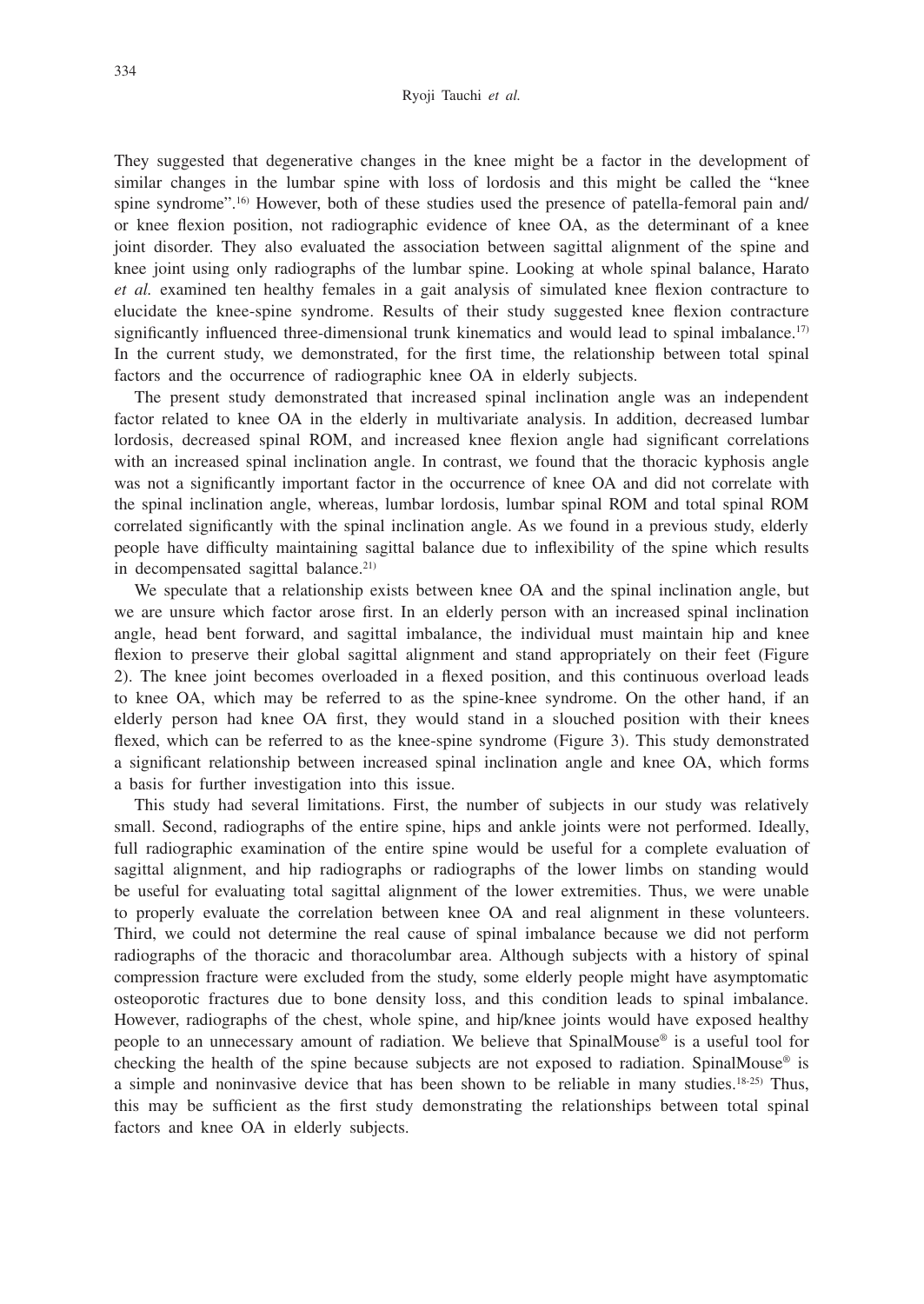They suggested that degenerative changes in the knee might be a factor in the development of similar changes in the lumbar spine with loss of lordosis and this might be called the "knee spine syndrome".[16] However, both of these studies used the presence of patella-femoral pain and/or knee flexion position, not radiographic evidence of knee OA, as the determinant of a knee joint disorder. They also evaluated the association between sagittal alignment of the spine and knee joint using only radiographs of the lumbar spine. Looking at whole spinal balance, Harato *et al.* examined ten healthy females in a gait analysis of simulated knee flexion contracture to elucidate the knee-spine syndrome. Results of their study suggested knee flexion contracture significantly influenced three-dimensional trunk kinematics and would lead to spinal imbalance.[17] In the current study, we demonstrated, for the first time, the relationship between total spinal factors and the occurrence of radiographic knee OA in elderly subjects.

The present study demonstrated that increased spinal inclination angle was an independent factor related to knee OA in the elderly in multivariate analysis. In addition, decreased lumbar lordosis, decreased spinal ROM, and increased knee flexion angle had significant correlations with an increased spinal inclination angle. In contrast, we found that the thoracic kyphosis angle was not a significantly important factor in the occurrence of knee OA and did not correlate with the spinal inclination angle, whereas, lumbar lordosis, lumbar spinal ROM and total spinal ROM correlated significantly with the spinal inclination angle. As we found in a previous study, elderly people have difficulty maintaining sagittal balance due to inflexibility of the spine which results in decompensated sagittal balance.[21]

We speculate that a relationship exists between knee OA and the spinal inclination angle, but we are unsure which factor arose first. In an elderly person with an increased spinal inclination angle, head bent forward, and sagittal imbalance, the individual must maintain hip and knee flexion to preserve their global sagittal alignment and stand appropriately on their feet (Figure 2). The knee joint becomes overloaded in a flexed position, and this continuous overload leads to knee OA, which may be referred to as the spine-knee syndrome. On the other hand, if an elderly person had knee OA first, they would stand in a slouched position with their knees flexed, which can be referred to as the knee-spine syndrome (Figure 3). This study demonstrated a significant relationship between increased spinal inclination angle and knee OA, which forms a basis for further investigation into this issue.

This study had several limitations. First, the number of subjects in our study was relatively small. Second, radiographs of the entire spine, hips and ankle joints were not performed. Ideally, full radiographic examination of the entire spine would be useful for a complete evaluation of sagittal alignment, and hip radiographs or radiographs of the lower limbs on standing would be useful for evaluating total sagittal alignment of the lower extremities. Thus, we were unable to properly evaluate the correlation between knee OA and real alignment in these volunteers. Third, we could not determine the real cause of spinal imbalance because we did not perform radiographs of the thoracic and thoracolumbar area. Although subjects with a history of spinal compression fracture were excluded from the study, some elderly people might have asymptomatic osteoporotic fractures due to bone density loss, and this condition leads to spinal imbalance. However, radiographs of the chest, whole spine, and hip/knee joints would have exposed healthy people to an unnecessary amount of radiation. We believe that SpinalMouse® is a useful tool for checking the health of the spine because subjects are not exposed to radiation. SpinalMouse® is a simple and noninvasive device that has been shown to be reliable in many studies.[18-25] Thus, this may be sufficient as the first study demonstrating the relationships between total spinal factors and knee OA in elderly subjects.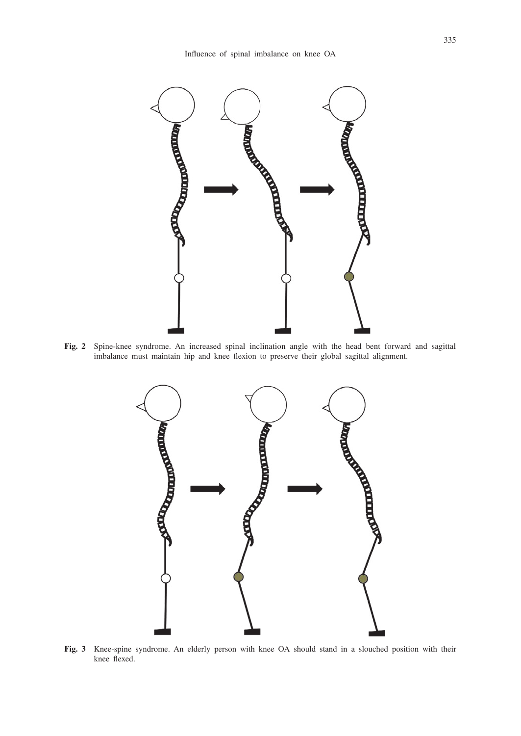**Fig. 2** Spine-knee syndrome. An increased spinal inclination angle with the head bent forward and sagittal imbalance must maintain hip and knee flexion to preserve their global sagittal alignment.

**Fig. 3** Knee-spine syndrome. An elderly person with knee OA should stand in a slouched position with their knee flexed.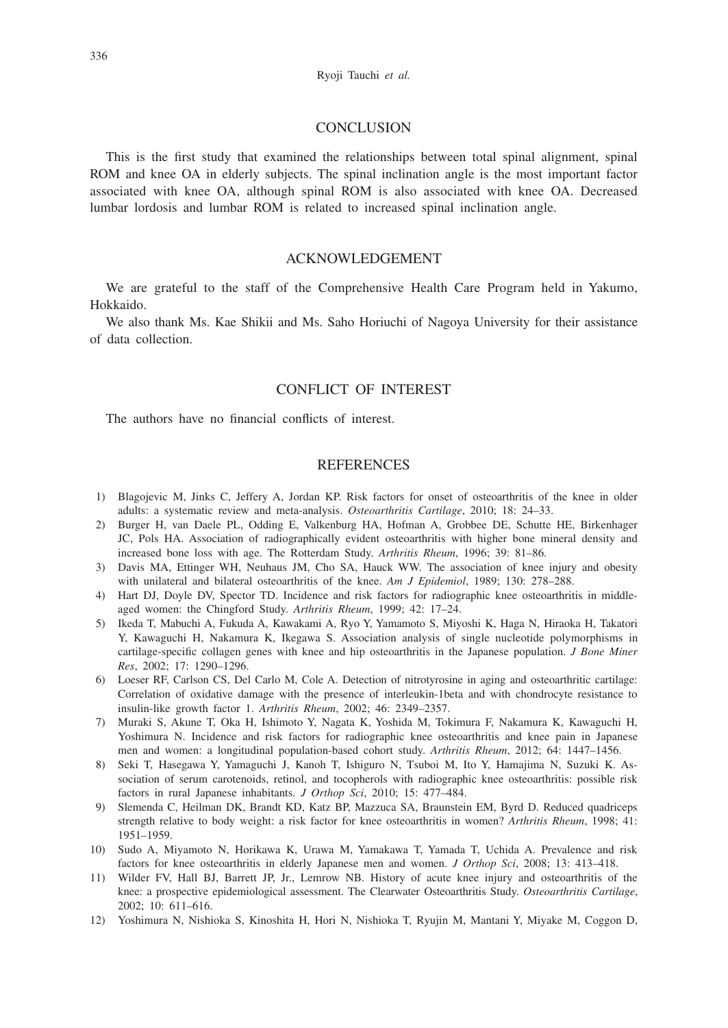## CONCLUSION

This is the first study that examined the relationships between total spinal alignment, spinal ROM and knee OA in elderly subjects. The spinal inclination angle is the most important factor associated with knee OA, although spinal ROM is also associated with knee OA. Decreased lumbar lordosis and lumbar ROM is related to increased spinal inclination angle.

## ACKNOWLEDGEMENT

We are grateful to the staff of the Comprehensive Health Care Program held in Yakumo, Hokkaido.

We also thank Ms. Kae Shikii and Ms. Saho Horiuchi of Nagoya University for their assistance of data collection.

## CONFLICT OF INTEREST

The authors have no financial conflicts of interest.

## REFERENCES

1) Blagojevic M, Jinks C, Jeffery A, Jordan KP. Risk factors for onset of osteoarthritis of the knee in older adults: a systematic review and meta-analysis. *Osteoarthritis Cartilage*, 2010; 18: 24–33.
2) Burger H, van Daele PL, Odding E, Valkenburg HA, Hofman A, Grobbee DE, Schutte HE, Birkenhager JC, Pols HA. Association of radiographically evident osteoarthritis with higher bone mineral density and increased bone loss with age. The Rotterdam Study. *Arthritis Rheum*, 1996; 39: 81–86.
3) Davis MA, Ettinger WH, Neuhaus JM, Cho SA, Hauck WW. The association of knee injury and obesity with unilateral and bilateral osteoarthritis of the knee. *Am J Epidemiol*, 1989; 130: 278–288.
4) Hart DJ, Doyle DV, Spector TD. Incidence and risk factors for radiographic knee osteoarthritis in middle-aged women: the Chingford Study. *Arthritis Rheum*, 1999; 42: 17–24.
5) Ikeda T, Mabuchi A, Fukuda A, Kawakami A, Ryo Y, Yamamoto S, Miyoshi K, Haga N, Hiraoka H, Takatori Y, Kawaguchi H, Nakamura K, Ikegawa S. Association analysis of single nucleotide polymorphisms in cartilage-specific collagen genes with knee and hip osteoarthritis in the Japanese population. *J Bone Miner Res*, 2002; 17: 1290–1296.
6) Loeser RF, Carlson CS, Del Carlo M, Cole A. Detection of nitrotyrosine in aging and osteoarthritic cartilage: Correlation of oxidative damage with the presence of interleukin-1beta and with chondrocyte resistance to insulin-like growth factor 1. *Arthritis Rheum*, 2002; 46: 2349–2357.
7) Muraki S, Akune T, Oka H, Ishimoto Y, Nagata K, Yoshida M, Tokimura F, Nakamura K, Kawaguchi H, Yoshimura N. Incidence and risk factors for radiographic knee osteoarthritis and knee pain in Japanese men and women: a longitudinal population-based cohort study. *Arthritis Rheum*, 2012; 64: 1447–1456.
8) Seki T, Hasegawa Y, Yamaguchi J, Kanoh T, Ishiguro N, Tsuboi M, Ito Y, Hamajima N, Suzuki K. Association of serum carotenoids, retinol, and tocopherols with radiographic knee osteoarthritis: possible risk factors in rural Japanese inhabitants. *J Orthop Sci*, 2010; 15: 477–484.
9) Slemenda C, Heilman DK, Brandt KD, Katz BP, Mazzuca SA, Braunstein EM, Byrd D. Reduced quadriceps strength relative to body weight: a risk factor for knee osteoarthritis in women? *Arthritis Rheum*, 1998; 41: 1951–1959.
10) Sudo A, Miyamoto N, Horikawa K, Urawa M, Yamakawa T, Yamada T, Uchida A. Prevalence and risk factors for knee osteoarthritis in elderly Japanese men and women. *J Orthop Sci*, 2008; 13: 413–418.
11) Wilder FV, Hall BJ, Barrett JP, Jr., Lemrow NB. History of acute knee injury and osteoarthritis of the knee: a prospective epidemiological assessment. The Clearwater Osteoarthritis Study. *Osteoarthritis Cartilage*, 2002; 10: 611–616.
12) Yoshimura N, Nishioka S, Kinoshita H, Hori N, Nishioka T, Ryujin M, Mantani Y, Miyake M, Coggon D,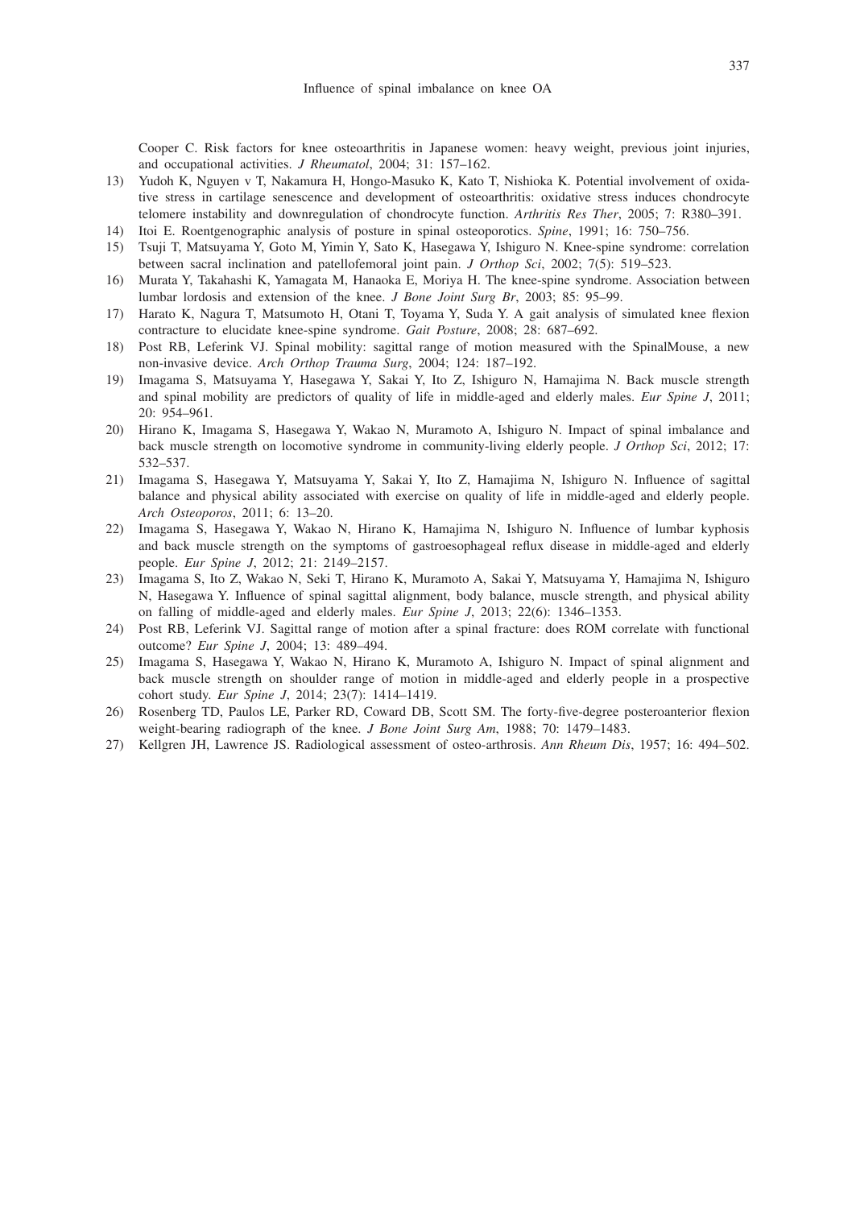Cooper C. Risk factors for knee osteoarthritis in Japanese women: heavy weight, previous joint injuries, and occupational activities. *J Rheumatol*, 2004; 31: 157–162.

13) Yudoh K, Nguyen v T, Nakamura H, Hongo-Masuko K, Kato T, Nishioka K. Potential involvement of oxidative stress in cartilage senescence and development of osteoarthritis: oxidative stress induces chondrocyte telomere instability and downregulation of chondrocyte function. *Arthritis Res Ther*, 2005; 7: R380–391.
14) Itoi E. Roentgenographic analysis of posture in spinal osteoporotics. *Spine*, 1991; 16: 750–756.
15) Tsuji T, Matsuyama Y, Goto M, Yimin Y, Sato K, Hasegawa Y, Ishiguro N. Knee-spine syndrome: correlation between sacral inclination and patellofemoral joint pain. *J Orthop Sci*, 2002; 7(5): 519–523.
16) Murata Y, Takahashi K, Yamagata M, Hanaoka E, Moriya H. The knee-spine syndrome. Association between lumbar lordosis and extension of the knee. *J Bone Joint Surg Br*, 2003; 85: 95–99.
17) Harato K, Nagura T, Matsumoto H, Otani T, Toyama Y, Suda Y. A gait analysis of simulated knee flexion contracture to elucidate knee-spine syndrome. *Gait Posture*, 2008; 28: 687–692.
18) Post RB, Leferink VJ. Spinal mobility: sagittal range of motion measured with the SpinalMouse, a new non-invasive device. *Arch Orthop Trauma Surg*, 2004; 124: 187–192.
19) Imagama S, Matsuyama Y, Hasegawa Y, Sakai Y, Ito Z, Ishiguro N, Hamajima N. Back muscle strength and spinal mobility are predictors of quality of life in middle-aged and elderly males. *Eur Spine J*, 2011; 20: 954–961.
20) Hirano K, Imagama S, Hasegawa Y, Wakao N, Muramoto A, Ishiguro N. Impact of spinal imbalance and back muscle strength on locomotive syndrome in community-living elderly people. *J Orthop Sci*, 2012; 17: 532–537.
21) Imagama S, Hasegawa Y, Matsuyama Y, Sakai Y, Ito Z, Hamajima N, Ishiguro N. Influence of sagittal balance and physical ability associated with exercise on quality of life in middle-aged and elderly people. *Arch Osteoporos*, 2011; 6: 13–20.
22) Imagama S, Hasegawa Y, Wakao N, Hirano K, Hamajima N, Ishiguro N. Influence of lumbar kyphosis and back muscle strength on the symptoms of gastroesophageal reflux disease in middle-aged and elderly people. *Eur Spine J*, 2012; 21: 2149–2157.
23) Imagama S, Ito Z, Wakao N, Seki T, Hirano K, Muramoto A, Sakai Y, Matsuyama Y, Hamajima N, Ishiguro N, Hasegawa Y. Influence of spinal sagittal alignment, body balance, muscle strength, and physical ability on falling of middle-aged and elderly males. *Eur Spine J*, 2013; 22(6): 1346–1353.
24) Post RB, Leferink VJ. Sagittal range of motion after a spinal fracture: does ROM correlate with functional outcome? *Eur Spine J*, 2004; 13: 489–494.
25) Imagama S, Hasegawa Y, Wakao N, Hirano K, Muramoto A, Ishiguro N. Impact of spinal alignment and back muscle strength on shoulder range of motion in middle-aged and elderly people in a prospective cohort study. *Eur Spine J*, 2014; 23(7): 1414–1419.
26) Rosenberg TD, Paulos LE, Parker RD, Coward DB, Scott SM. The forty-five-degree posteroanterior flexion weight-bearing radiograph of the knee. *J Bone Joint Surg Am*, 1988; 70: 1479–1483.
27) Kellgren JH, Lawrence JS. Radiological assessment of osteo-arthrosis. *Ann Rheum Dis*, 1957; 16: 494–502.